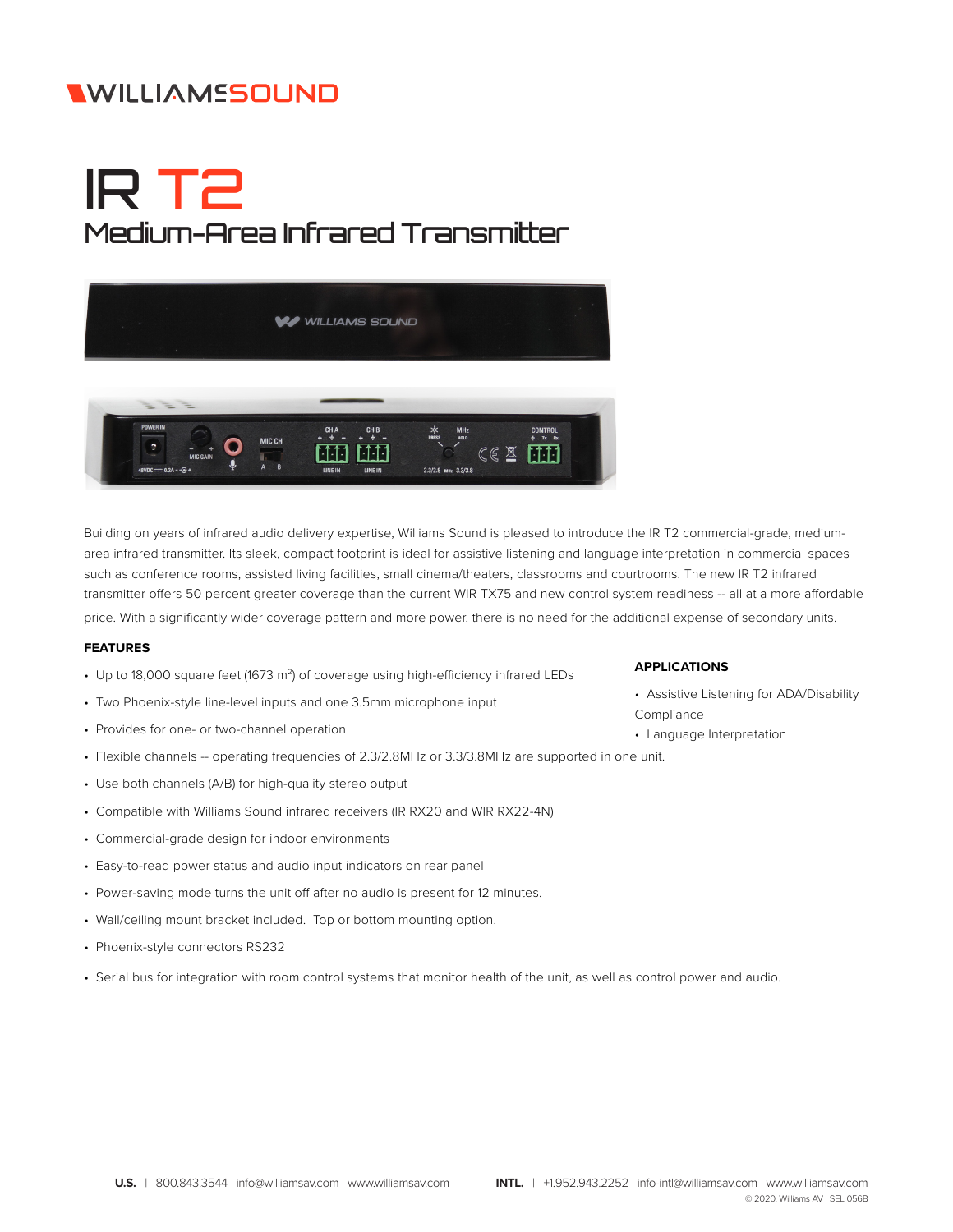# WILLIAMS SOUND

# IR T2

## Medium-Area Infrared Transmitter

Building on years of infrared audio delivery expertise, Williams Sound is pleased to introduce the IR T2 commercial-grade, medium-area infrared transmitter. Its sleek, compact footprint is ideal for assistive listening and language interpretation in commercial spaces such as conference rooms, assisted living facilities, small cinema/theaters, classrooms and courtrooms. The new IR T2 infrared transmitter offers 50 percent greater coverage than the current WIR TX75 and new control system readiness -- all at a more affordable price. With a significantly wider coverage pattern and more power, there is no need for the additional expense of secondary units.

### FEATURES

- Up to 18,000 square feet (1673 $m^2$) of coverage using high-efficiency infrared LEDs
- Two Phoenix-style line-level inputs and one 3.5mm microphone input
- Provides for one- or two-channel operation
- Flexible channels -- operating frequencies of 2.3/2.8MHz or 3.3/3.8MHz are supported in one unit.
- Use both channels (A/B) for high-quality stereo output
- Compatible with Williams Sound infrared receivers (IR RX20 and WIR RX22-4N)
- Commercial-grade design for indoor environments
- Easy-to-read power status and audio input indicators on rear panel
- Power-saving mode turns the unit off after no audio is present for 12 minutes.
- Wall/ceiling mount bracket included. Top or bottom mounting option.
- Phoenix-style connectors RS232
- Serial bus for integration with room control systems that monitor health of the unit, as well as control power and audio.

### APPLICATIONS

- Assistive Listening for ADA/Disability Compliance
- Language Interpretation

**U.S.** | 800.843.3544 info@williamsav.com www.williamsav.com **INTL.** | +1.952.943.2252 info-intl@williamsav.com www.williamsav.com

© 2020, Williams AV SEL 056B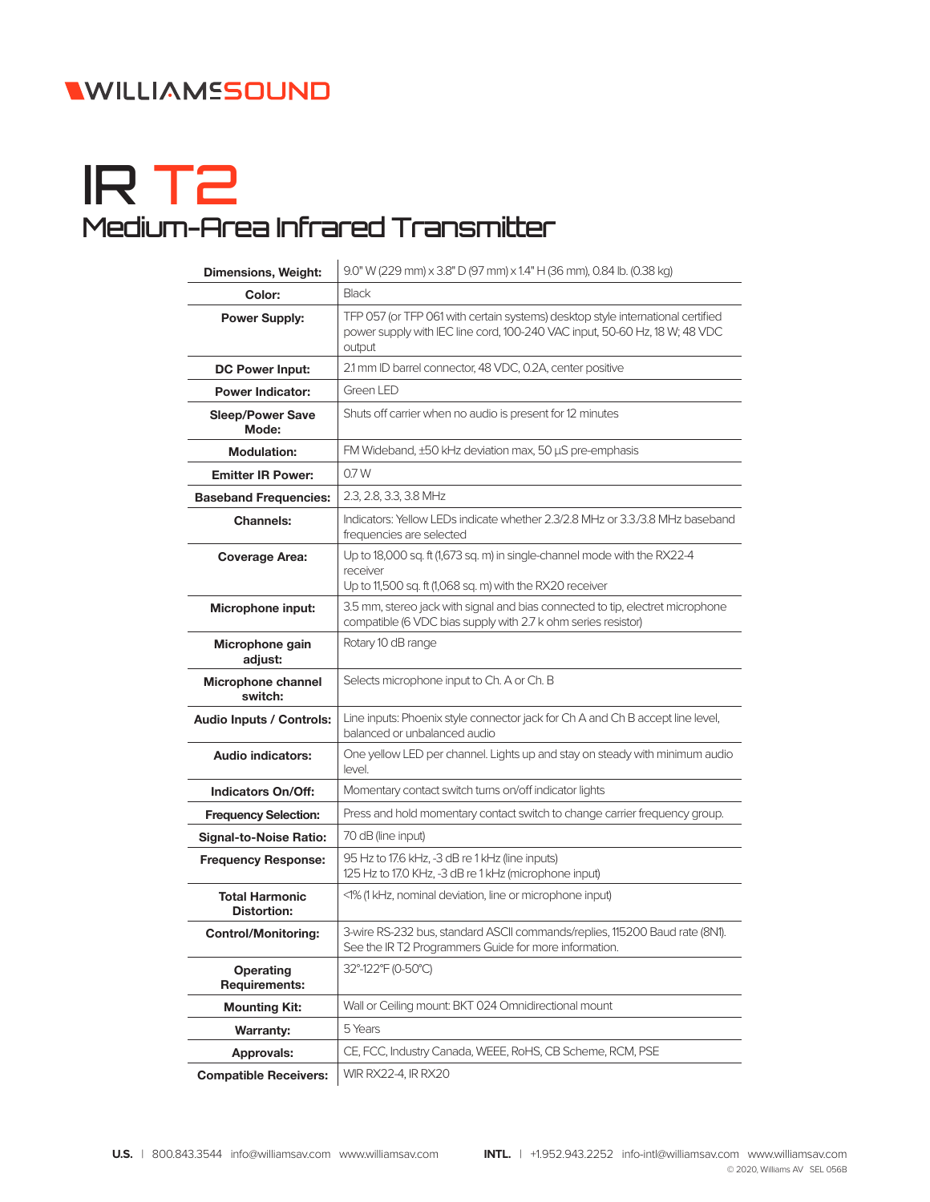# IR T2

## Medium-Area Infrared Transmitter

| | |
|---|---|
| **Dimensions, Weight:** | 9.0" W (229 mm) x 3.8" D (97 mm) x 1.4" H (36 mm), 0.84 lb. (0.38 kg) |
| **Color:** | Black |
| **Power Supply:** | TFP 057 (or TFP 061 with certain systems) desktop style international certified power supply with IEC line cord, 100-240 VAC input, 50-60 Hz, 18 W; 48 VDC output |
| **DC Power Input:** | 2.1 mm ID barrel connector, 48 VDC, 0.2A, center positive |
| **Power Indicator:** | Green LED |
| **Sleep/Power Save Mode:** | Shuts off carrier when no audio is present for 12 minutes |
| **Modulation:** | FM Wideband, ±50 kHz deviation max, 50 µS pre-emphasis |
| **Emitter IR Power:** | 0.7 W |
| **Baseband Frequencies:** | 2.3, 2.8, 3.3, 3.8 MHz |
| **Channels:** | Indicators: Yellow LEDs indicate whether 2.3/2.8 MHz or 3.3/3.8 MHz baseband frequencies are selected |
| **Coverage Area:** | Up to 18,000 sq. ft (1,673 sq. m) in single-channel mode with the RX22-4 receiver<br>Up to 11,500 sq. ft (1,068 sq. m) with the RX20 receiver |
| **Microphone input:** | 3.5 mm, stereo jack with signal and bias connected to tip, electret microphone compatible (6 VDC bias supply with 2.7 k ohm series resistor) |
| **Microphone gain adjust:** | Rotary 10 dB range |
| **Microphone channel switch:** | Selects microphone input to Ch. A or Ch. B |
| **Audio Inputs / Controls:** | Line inputs: Phoenix style connector jack for Ch A and Ch B accept line level, balanced or unbalanced audio |
| **Audio indicators:** | One yellow LED per channel. Lights up and stay on steady with minimum audio level. |
| **Indicators On/Off:** | Momentary contact switch turns on/off indicator lights |
| **Frequency Selection:** | Press and hold momentary contact switch to change carrier frequency group. |
| **Signal-to-Noise Ratio:** | 70 dB (line input) |
| **Frequency Response:** | 95 Hz to 17.6 kHz, -3 dB re 1 kHz (line inputs)<br>125 Hz to 17.0 KHz, -3 dB re 1 kHz (microphone input) |
| **Total Harmonic Distortion:** | <1% (1 kHz, nominal deviation, line or microphone input) |
| **Control/Monitoring:** | 3-wire RS-232 bus, standard ASCII commands/replies, 115200 Baud rate (8N1). See the IR T2 Programmers Guide for more information. |
| **Operating Requirements:** | 32°-122°F (0-50°C) |
| **Mounting Kit:** | Wall or Ceiling mount: BKT 024 Omnidirectional mount |
| **Warranty:** | 5 Years |
| **Approvals:** | CE, FCC, Industry Canada, WEEE, RoHS, CB Scheme, RCM, PSE |
| **Compatible Receivers:** | WIR RX22-4, IR RX20 |

**U.S.** | 800.843.3544 info@williamsav.com www.williamsav.com **INTL.** | +1.952.943.2252 info-intl@williamsav.com www.williamsav.com

© 2020, Williams AV SEL 056B